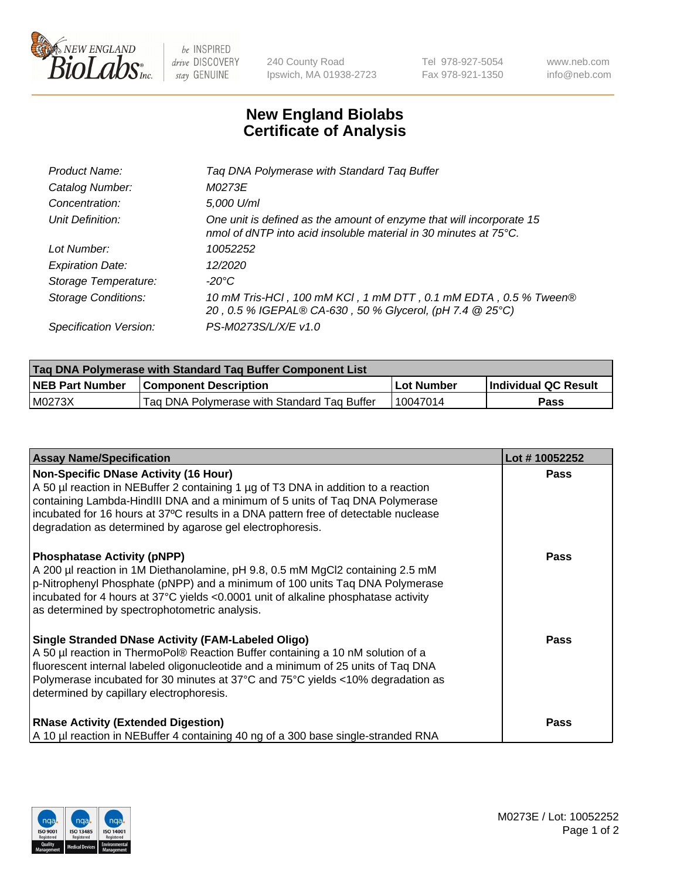# New England Biolabs Certificate of Analysis

| | |
|---|---|
| *Product Name:* | *Taq DNA Polymerase with Standard Taq Buffer* |
| *Catalog Number:* | *M0273E* |
| *Concentration:* | *5,000 U/ml* |
| *Unit Definition:* | *One unit is defined as the amount of enzyme that will incorporate 15 nmol of dNTP into acid insoluble material in 30 minutes at 75°C.* |
| *Lot Number:* | *10052252* |
| *Expiration Date:* | *12/2020* |
| *Storage Temperature:* | *-20°C* |
| *Storage Conditions:* | *10 mM Tris-HCl , 100 mM KCl , 1 mM DTT , 0.1 mM EDTA , 0.5 % Tween® 20 , 0.5 % IGEPAL® CA-630 , 50 % Glycerol, (pH 7.4 @ 25°C)* |
| *Specification Version:* | *PS-M0273S/L/X/E v1.0* |

| Taq DNA Polymerase with Standard Taq Buffer Component List | | | |
|---|---|---|---|
| **NEB Part Number** | **Component Description** | **Lot Number** | **Individual QC Result** |
| M0273X | Taq DNA Polymerase with Standard Taq Buffer | 10047014 | **Pass** |

| Assay Name/Specification | Lot # 10052252 |
|---|---|
| **Non-Specific DNase Activity (16 Hour)**<br>A 50 µl reaction in NEBuffer 2 containing 1 µg of T3 DNA in addition to a reaction containing Lambda-HindIII DNA and a minimum of 5 units of Taq DNA Polymerase incubated for 16 hours at 37ºC results in a DNA pattern free of detectable nuclease degradation as determined by agarose gel electrophoresis. | **Pass** |
| **Phosphatase Activity (pNPP)**<br>A 200 µl reaction in 1M Diethanolamine, pH 9.8, 0.5 mM $MgCl_2$ containing 2.5 mM p-Nitrophenyl Phosphate (pNPP) and a minimum of 100 units Taq DNA Polymerase incubated for 4 hours at 37°C yields <0.0001 unit of alkaline phosphatase activity as determined by spectrophotometric analysis. | **Pass** |
| **Single Stranded DNase Activity (FAM-Labeled Oligo)**<br>A 50 µl reaction in ThermoPol® Reaction Buffer containing a 10 nM solution of a fluorescent internal labeled oligonucleotide and a minimum of 25 units of Taq DNA Polymerase incubated for 30 minutes at 37°C and 75°C yields <10% degradation as determined by capillary electrophoresis. | **Pass** |
| **RNase Activity (Extended Digestion)**<br>A 10 µl reaction in NEBuffer 4 containing 40 ng of a 300 base single-stranded RNA | **Pass** |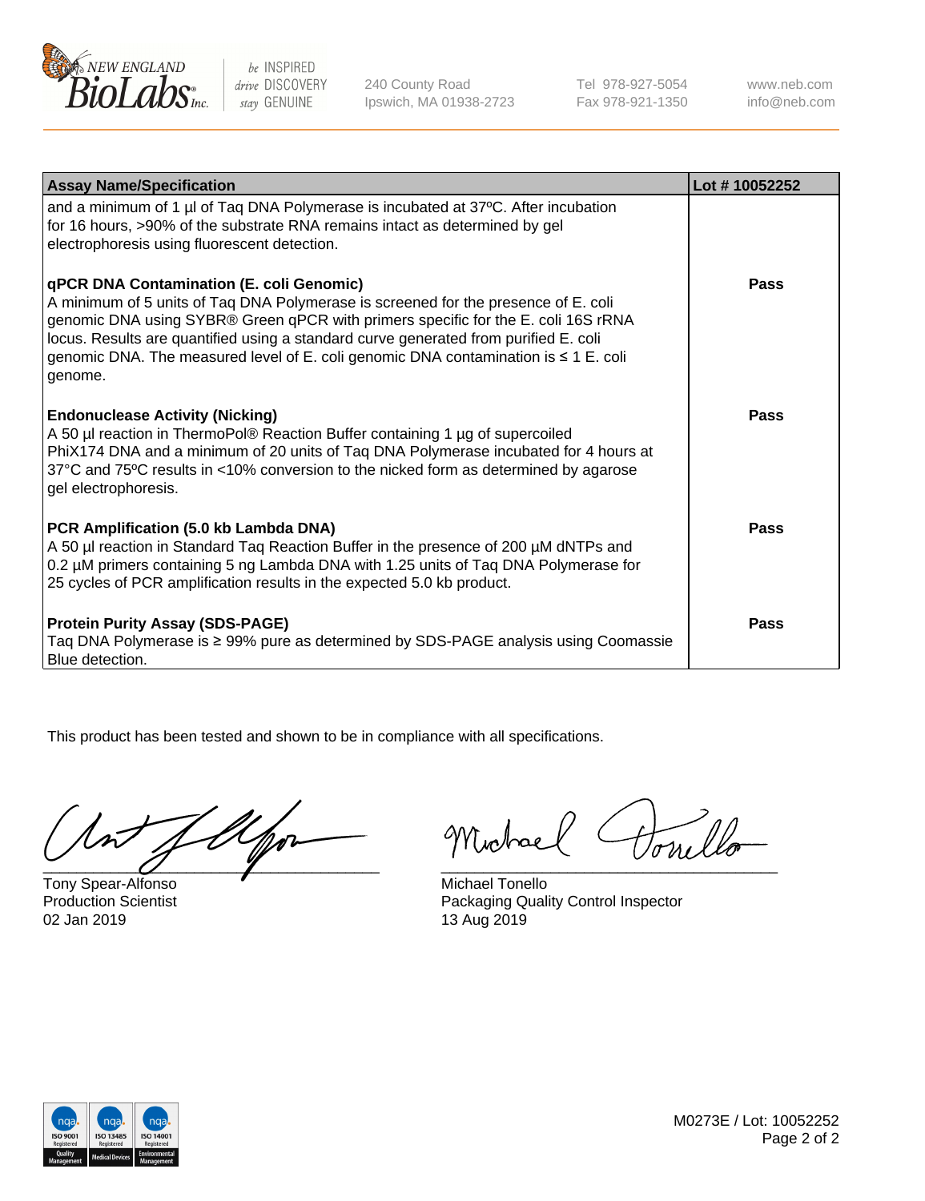| Assay Name/Specification | Lot # 10052252 |
| --- | --- |
| and a minimum of 1 µl of Taq DNA Polymerase is incubated at 37ºC. After incubation for 16 hours, >90% of the substrate RNA remains intact as determined by gel electrophoresis using fluorescent detection. | |
| **qPCR DNA Contamination (E. coli Genomic)**<br>A minimum of 5 units of Taq DNA Polymerase is screened for the presence of E. coli genomic DNA using SYBR® Green qPCR with primers specific for the E. coli 16S rRNA locus. Results are quantified using a standard curve generated from purified E. coli genomic DNA. The measured level of E. coli genomic DNA contamination is ≤ 1 E. coli genome. | **Pass** |
| **Endonuclease Activity (Nicking)**<br>A 50 µl reaction in ThermoPol® Reaction Buffer containing 1 µg of supercoiled PhiX174 DNA and a minimum of 20 units of Taq DNA Polymerase incubated for 4 hours at 37°C and 75ºC results in <10% conversion to the nicked form as determined by agarose gel electrophoresis. | **Pass** |
| **PCR Amplification (5.0 kb Lambda DNA)**<br>A 50 µl reaction in Standard Taq Reaction Buffer in the presence of 200 µM dNTPs and 0.2 µM primers containing 5 ng Lambda DNA with 1.25 units of Taq DNA Polymerase for 25 cycles of PCR amplification results in the expected 5.0 kb product. | **Pass** |
| **Protein Purity Assay (SDS-PAGE)**<br>Taq DNA Polymerase is ≥ 99% pure as determined by SDS-PAGE analysis using Coomassie Blue detection. | **Pass** |

This product has been tested and shown to be in compliance with all specifications.

Tony Spear-Alfonso
Production Scientist
02 Jan 2019

Michael Tonello
Packaging Quality Control Inspector
13 Aug 2019

M0273E / Lot: 10052252